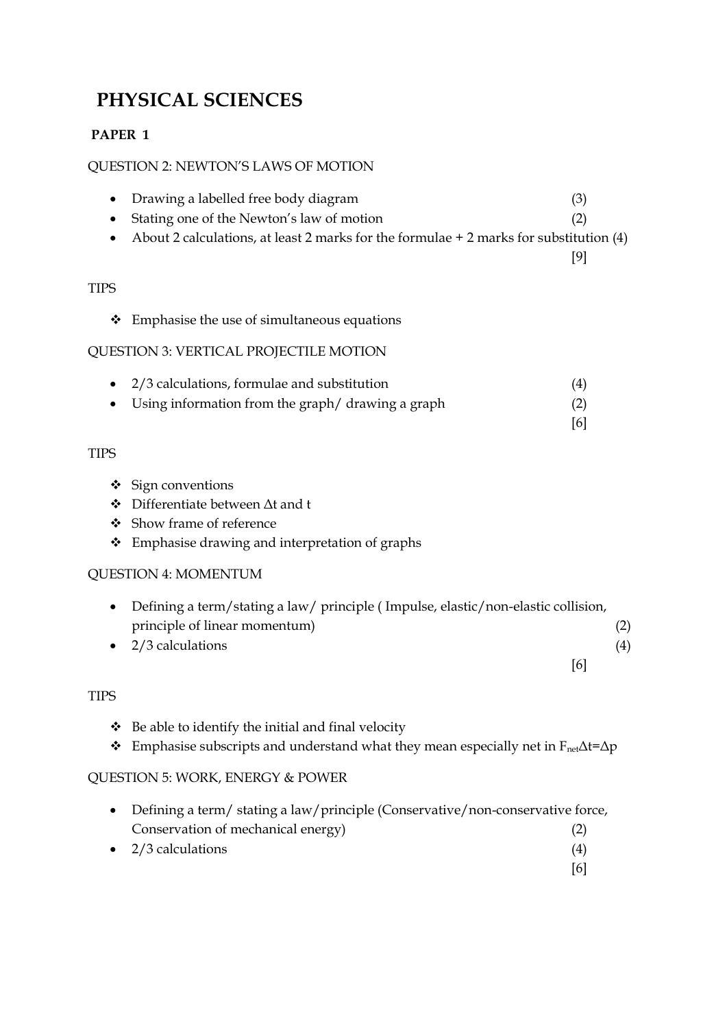# PHYSICAL SCIENCES

## PAPER 1

QUESTION 2: NEWTON'S LAWS OF MOTION

- Drawing a labelled free body diagram (3)
- Stating one of the Newton's law of motion (2)
- About 2 calculations, at least 2 marks for the formulae + 2 marks for substitution (4)

[9]

TIPS

- ❖ Emphasise the use of simultaneous equations

QUESTION 3: VERTICAL PROJECTILE MOTION

- 2/3 calculations, formulae and substitution (4)
- Using information from the graph/ drawing a graph (2)

[6]

TIPS

- ❖ Sign conventions
- ❖ Differentiate between $\Delta t$ and t
- ❖ Show frame of reference
- ❖ Emphasise drawing and interpretation of graphs

QUESTION 4: MOMENTUM

- Defining a term/stating a law/ principle ( Impulse, elastic/non-elastic collision, principle of linear momentum) (2)
- 2/3 calculations (4)

[6]

TIPS

- ❖ Be able to identify the initial and final velocity
- ❖ Emphasise subscripts and understand what they mean especially net in $F_{net}\Delta t=\Delta p$

QUESTION 5: WORK, ENERGY & POWER

- Defining a term/ stating a law/principle (Conservative/non-conservative force, Conservation of mechanical energy) (2)
- 2/3 calculations (4)

[6]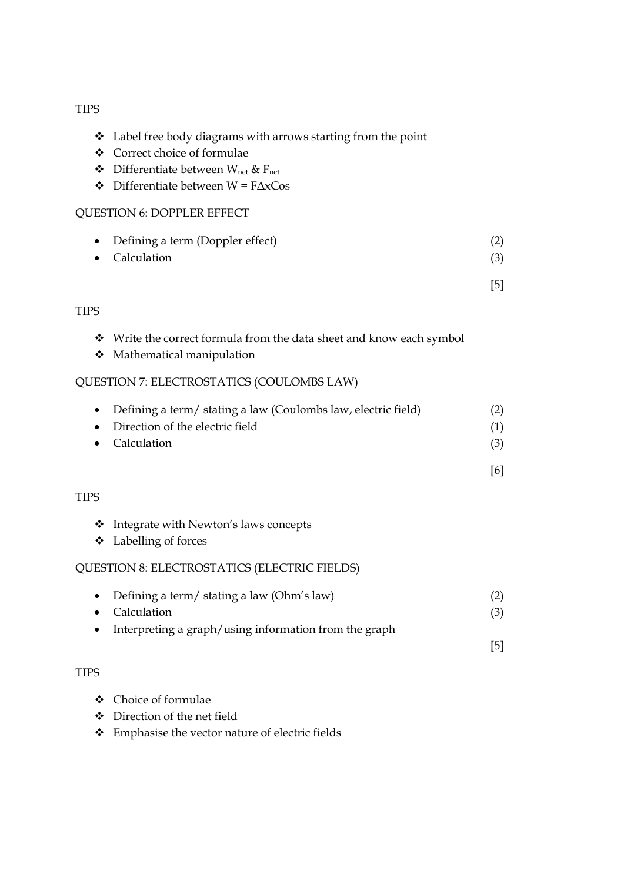TIPS

- ❖ Label free body diagrams with arrows starting from the point
- ❖ Correct choice of formulae
- ❖ Differentiate between $W_{net}$ & $F_{net}$
- ❖ Differentiate between $W = F\Delta x\text{Cos}$

QUESTION 6: DOPPLER EFFECT

| | |
|---|---|
| • Defining a term (Doppler effect) | (2) |
| • Calculation | (3) |
| | [5] |

TIPS

- ❖ Write the correct formula from the data sheet and know each symbol
- ❖ Mathematical manipulation

QUESTION 7: ELECTROSTATICS (COULOMBS LAW)

| | |
|---|---|
| • Defining a term/ stating a law (Coulombs law, electric field) | (2) |
| • Direction of the electric field | (1) |
| • Calculation | (3) |
| | [6] |

TIPS

- ❖ Integrate with Newton's laws concepts
- ❖ Labelling of forces

QUESTION 8: ELECTROSTATICS (ELECTRIC FIELDS)

| | |
|---|---|
| • Defining a term/ stating a law (Ohm's law) | (2) |
| • Calculation | (3) |
| • Interpreting a graph/using information from the graph | |
| | [5] |

TIPS

- ❖ Choice of formulae
- ❖ Direction of the net field
- ❖ Emphasise the vector nature of electric fields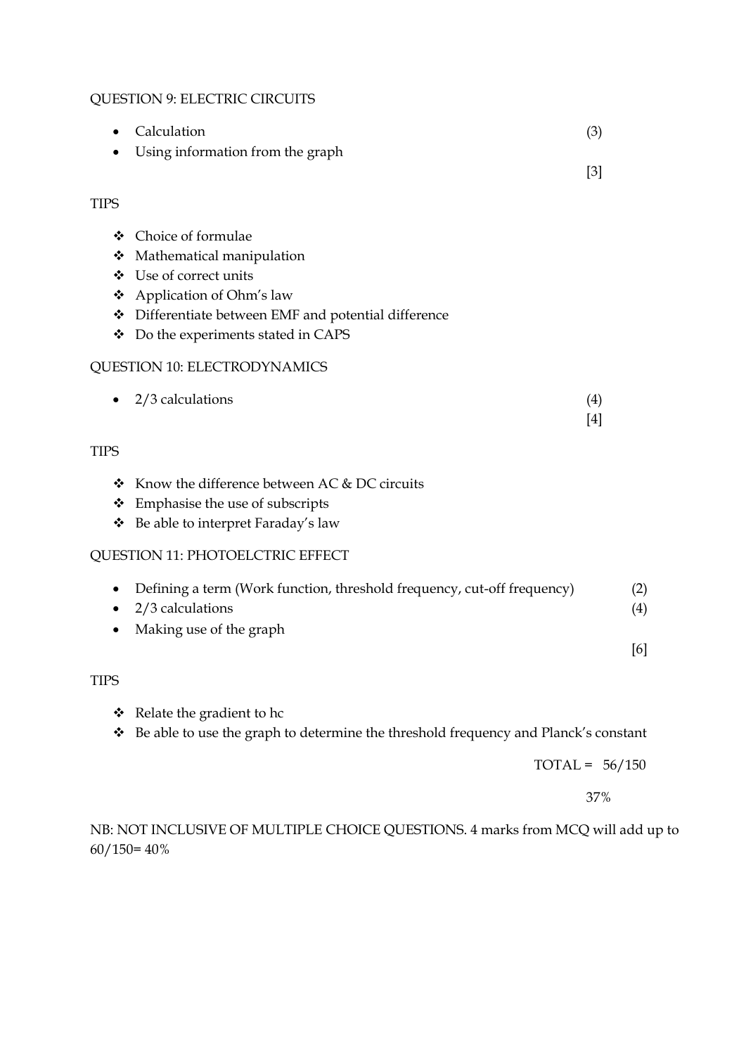QUESTION 9: ELECTRIC CIRCUITS

- Calculation (3)
- Using information from the graph

[3]

TIPS

- ❖ Choice of formulae
- ❖ Mathematical manipulation
- ❖ Use of correct units
- ❖ Application of Ohm's law
- ❖ Differentiate between EMF and potential difference
- ❖ Do the experiments stated in CAPS

QUESTION 10: ELECTRODYNAMICS

- 2/3 calculations (4)

[4]

TIPS

- ❖ Know the difference between AC & DC circuits
- ❖ Emphasise the use of subscripts
- ❖ Be able to interpret Faraday's law

QUESTION 11: PHOTOELCTRIC EFFECT

- Defining a term (Work function, threshold frequency, cut-off frequency) (2)
- 2/3 calculations (4)
- Making use of the graph

[6]

TIPS

- ❖ Relate the gradient to hc
- ❖ Be able to use the graph to determine the threshold frequency and Planck's constant

TOTAL = 56/150

37%

NB: NOT INCLUSIVE OF MULTIPLE CHOICE QUESTIONS. 4 marks from MCQ will add up to 60/150= 40%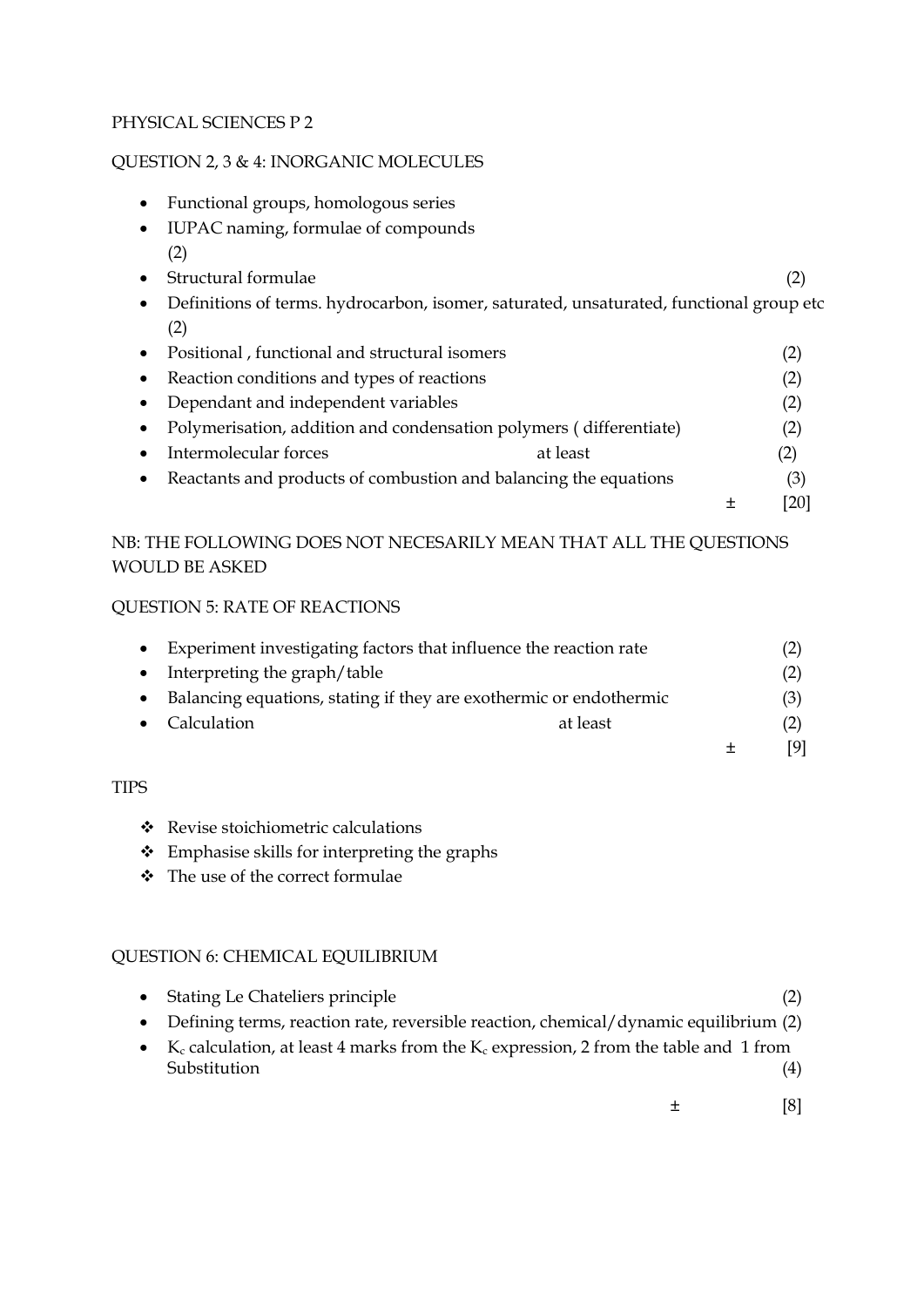PHYSICAL SCIENCES P 2

QUESTION 2, 3 & 4: INORGANIC MOLECULES

- Functional groups, homologous series
- IUPAC naming, formulae of compounds (2)
- Structural formulae (2)
- Definitions of terms. hydrocarbon, isomer, saturated, unsaturated, functional group etc (2)
- Positional , functional and structural isomers (2)
- Reaction conditions and types of reactions (2)
- Dependant and independent variables (2)
- Polymerisation, addition and condensation polymers ( differentiate) (2)
- Intermolecular forces at least (2)
- Reactants and products of combustion and balancing the equations (3)

± [20]

NB: THE FOLLOWING DOES NOT NECESARILY MEAN THAT ALL THE QUESTIONS WOULD BE ASKED

QUESTION 5: RATE OF REACTIONS

- Experiment investigating factors that influence the reaction rate (2)
- Interpreting the graph/table (2)
- Balancing equations, stating if they are exothermic or endothermic (3)
- Calculation at least (2)

± [9]

TIPS

- ❖ Revise stoichiometric calculations
- ❖ Emphasise skills for interpreting the graphs
- ❖ The use of the correct formulae

QUESTION 6: CHEMICAL EQUILIBRIUM

- Stating Le Chateliers principle (2)
- Defining terms, reaction rate, reversible reaction, chemical/dynamic equilibrium (2)
- $K_c$ calculation, at least 4 marks from the $K_c$ expression, 2 from the table and 1 from Substitution (4)

± [8]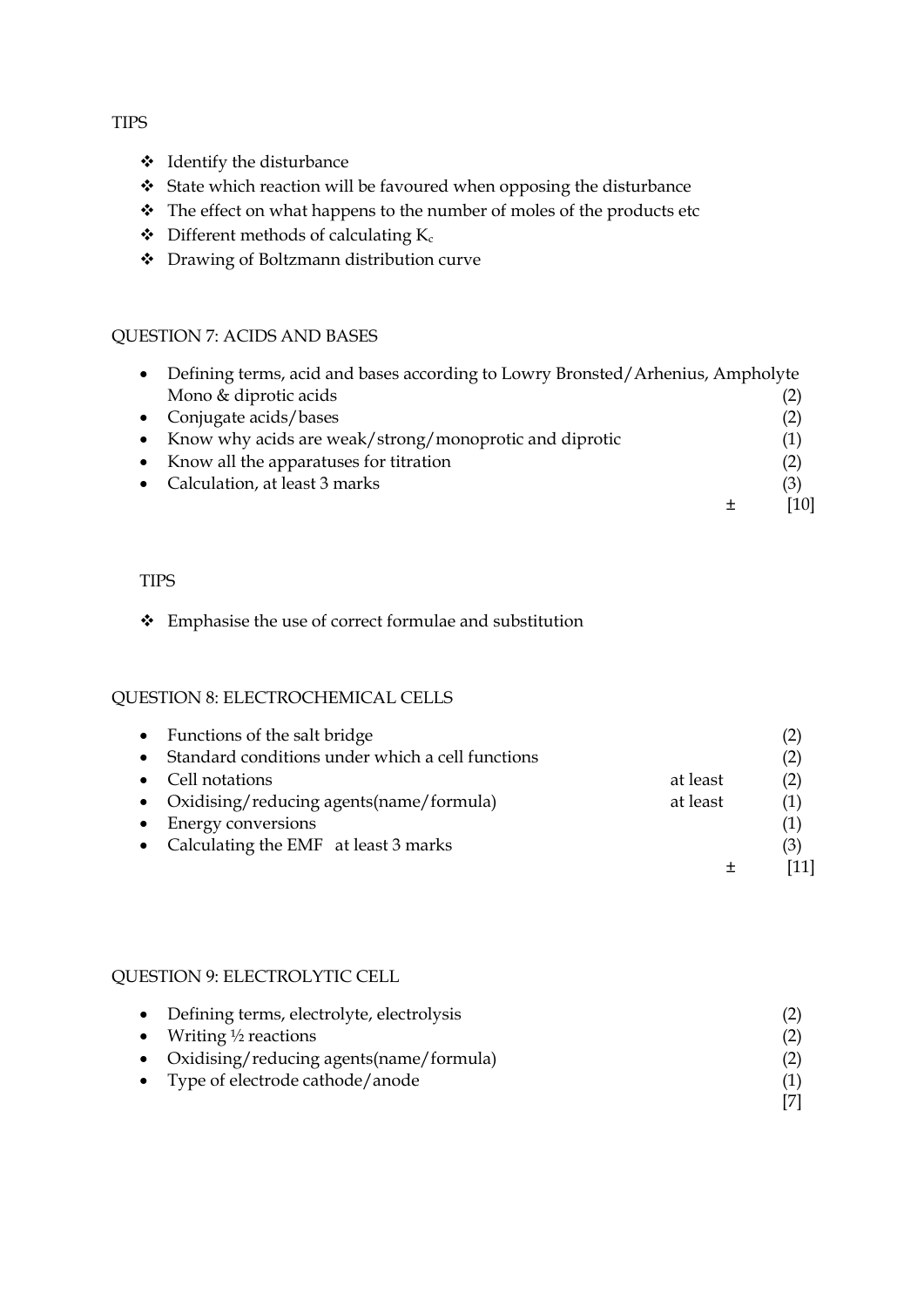TIPS

- Identify the disturbance
- State which reaction will be favoured when opposing the disturbance
- The effect on what happens to the number of moles of the products etc
- Different methods of calculating $K_c$
- Drawing of Boltzmann distribution curve

## QUESTION 7: ACIDS AND BASES

| | | |
|---|---|---|
| • Defining terms, acid and bases according to Lowry Bronsted/Arhenius, Ampholyte Mono & diprotic acids | | (2) |
| • Conjugate acids/bases | | (2) |
| • Know why acids are weak/strong/monoprotic and diprotic | | (1) |
| • Know all the apparatuses for titration | | (2) |
| • Calculation, at least 3 marks | | (3) |
| | ± | [10] |

TIPS

- Emphasise the use of correct formulae and substitution

## QUESTION 8: ELECTROCHEMICAL CELLS

| | | |
|---|---|---|
| • Functions of the salt bridge | | (2) |
| • Standard conditions under which a cell functions | | (2) |
| • Cell notations | at least | (2) |
| • Oxidising/reducing agents(name/formula) | at least | (1) |
| • Energy conversions | | (1) |
| • Calculating the EMF at least 3 marks | | (3) |
| | ± | [11] |

## QUESTION 9: ELECTROLYTIC CELL

| | |
|---|---|
| • Defining terms, electrolyte, electrolysis | (2) |
| • Writing ½ reactions | (2) |
| • Oxidising/reducing agents(name/formula) | (2) |
| • Type of electrode cathode/anode | (1) |
| | [7] |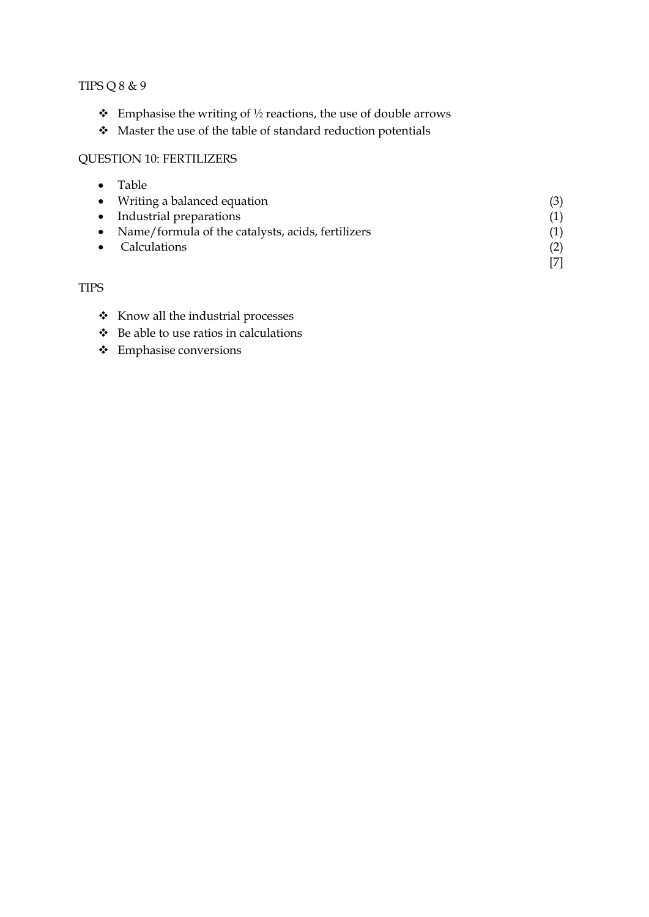TIPS Q 8 & 9

- Emphasise the writing of ½ reactions, the use of double arrows
- Master the use of the table of standard reduction potentials

QUESTION 10: FERTILIZERS

- Table
- Writing a balanced equation (3)
- Industrial preparations (1)
- Name/formula of the catalysts, acids, fertilizers (1)
- Calculations (2)

[7]

TIPS

- Know all the industrial processes
- Be able to use ratios in calculations
- Emphasise conversions